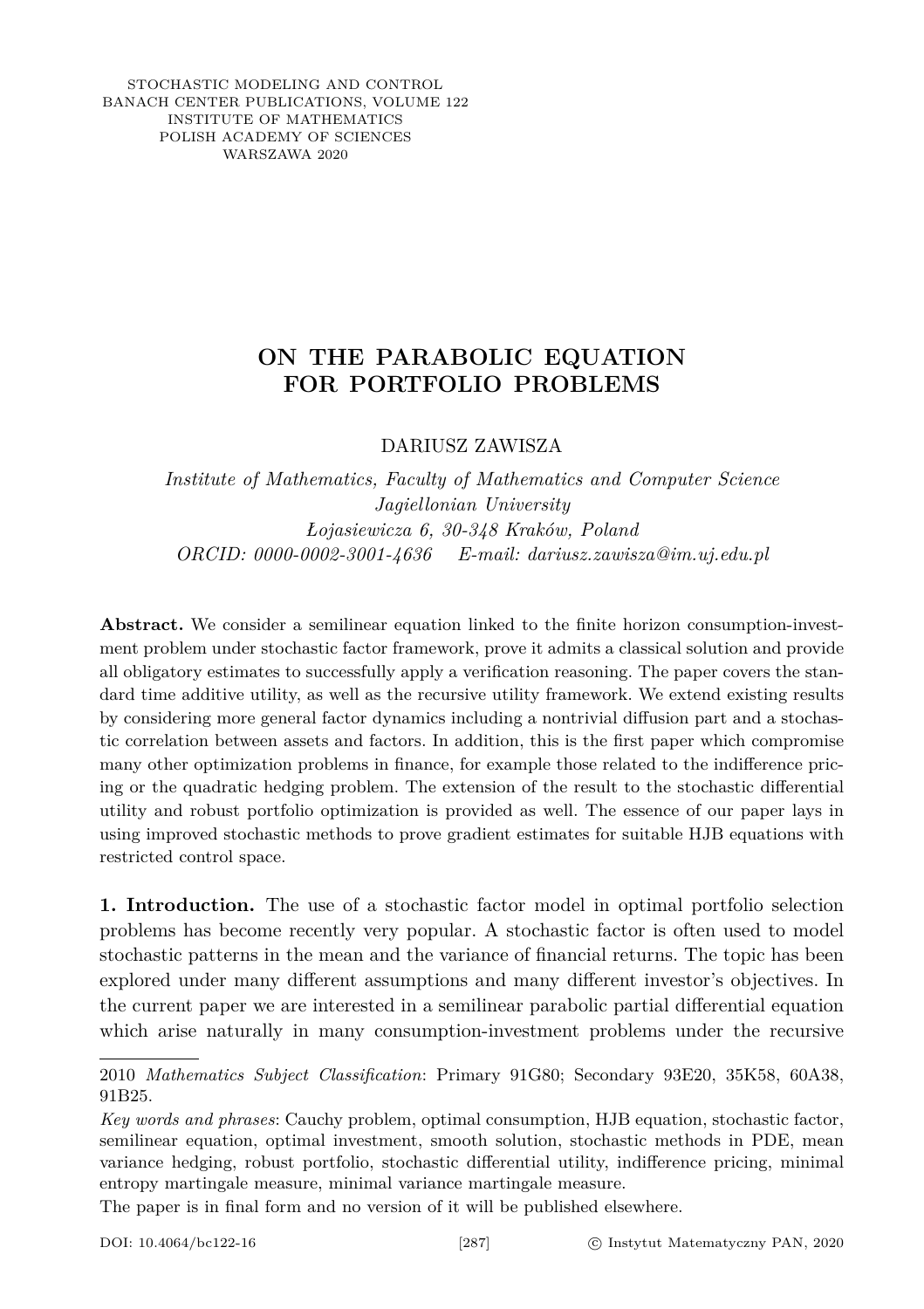STOCHASTIC MODELING AND CONTROL
BANACH CENTER PUBLICATIONS, VOLUME 122
INSTITUTE OF MATHEMATICS
POLISH ACADEMY OF SCIENCES
WARSZAWA 2020

# ON THE PARABOLIC EQUATION FOR PORTFOLIO PROBLEMS

DARIUSZ ZAWISZA

*Institute of Mathematics, Faculty of Mathematics and Computer Science*
*Jagiellonian University*
*Łojasiewicza 6, 30-348 Kraków, Poland*
*ORCID: 0000-0002-3001-4636 E-mail: dariusz.zawisza@im.uj.edu.pl*

**Abstract.** We consider a semilinear equation linked to the finite horizon consumption-investment problem under stochastic factor framework, prove it admits a classical solution and provide all obligatory estimates to successfully apply a verification reasoning. The paper covers the standard time additive utility, as well as the recursive utility framework. We extend existing results by considering more general factor dynamics including a nontrivial diffusion part and a stochastic correlation between assets and factors. In addition, this is the first paper which compromise many other optimization problems in finance, for example those related to the indifference pricing or the quadratic hedging problem. The extension of the result to the stochastic differential utility and robust portfolio optimization is provided as well. The essence of our paper lays in using improved stochastic methods to prove gradient estimates for suitable HJB equations with restricted control space.

**1. Introduction.** The use of a stochastic factor model in optimal portfolio selection problems has become recently very popular. A stochastic factor is often used to model stochastic patterns in the mean and the variance of financial returns. The topic has been explored under many different assumptions and many different investor's objectives. In the current paper we are interested in a semilinear parabolic partial differential equation which arise naturally in many consumption-investment problems under the recursive

---

2010 *Mathematics Subject Classification*: Primary 91G80; Secondary 93E20, 35K58, 60A38, 91B25.

*Key words and phrases*: Cauchy problem, optimal consumption, HJB equation, stochastic factor, semilinear equation, optimal investment, smooth solution, stochastic methods in PDE, mean variance hedging, robust portfolio, stochastic differential utility, indifference pricing, minimal entropy martingale measure, minimal variance martingale measure.

The paper is in final form and no version of it will be published elsewhere.

DOI: 10.4064/bc122-16 © Instytut Matematyczny PAN, 2020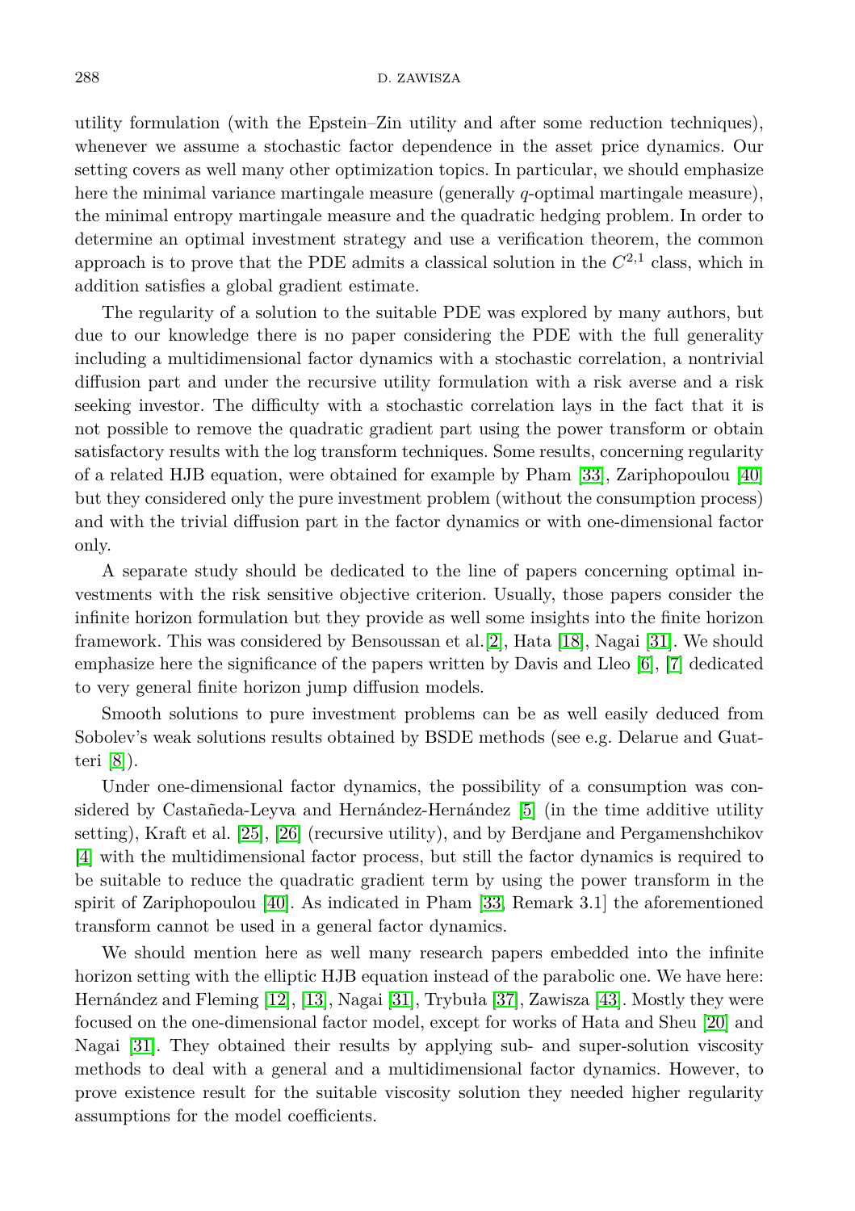utility formulation (with the Epstein–Zin utility and after some reduction techniques), whenever we assume a stochastic factor dependence in the asset price dynamics. Our setting covers as well many other optimization topics. In particular, we should emphasize here the minimal variance martingale measure (generally $q$-optimal martingale measure), the minimal entropy martingale measure and the quadratic hedging problem. In order to determine an optimal investment strategy and use a verification theorem, the common approach is to prove that the PDE admits a classical solution in the $C^{2,1}$ class, which in addition satisfies a global gradient estimate.

The regularity of a solution to the suitable PDE was explored by many authors, but due to our knowledge there is no paper considering the PDE with the full generality including a multidimensional factor dynamics with a stochastic correlation, a nontrivial diffusion part and under the recursive utility formulation with a risk averse and a risk seeking investor. The difficulty with a stochastic correlation lays in the fact that it is not possible to remove the quadratic gradient part using the power transform or obtain satisfactory results with the log transform techniques. Some results, concerning regularity of a related HJB equation, were obtained for example by Pham [33], Zariphopoulou [40] but they considered only the pure investment problem (without the consumption process) and with the trivial diffusion part in the factor dynamics or with one-dimensional factor only.

A separate study should be dedicated to the line of papers concerning optimal investments with the risk sensitive objective criterion. Usually, those papers consider the infinite horizon formulation but they provide as well some insights into the finite horizon framework. This was considered by Bensoussan et al. [2], Hata [18], Nagai [31]. We should emphasize here the significance of the papers written by Davis and Lleo [6], [7] dedicated to very general finite horizon jump diffusion models.

Smooth solutions to pure investment problems can be as well easily deduced from Sobolev's weak solutions results obtained by BSDE methods (see e.g. Delarue and Guatteri [8]).

Under one-dimensional factor dynamics, the possibility of a consumption was considered by Castañeda-Leyva and Hernández-Hernández [5] (in the time additive utility setting), Kraft et al. [25], [26] (recursive utility), and by Berdjane and Pergamenshchikov [4] with the multidimensional factor process, but still the factor dynamics is required to be suitable to reduce the quadratic gradient term by using the power transform in the spirit of Zariphopoulou [40]. As indicated in Pham [33, Remark 3.1] the aforementioned transform cannot be used in a general factor dynamics.

We should mention here as well many research papers embedded into the infinite horizon setting with the elliptic HJB equation instead of the parabolic one. We have here: Hernández and Fleming [12], [13], Nagai [31], Trybuła [37], Zawisza [43]. Mostly they were focused on the one-dimensional factor model, except for works of Hata and Sheu [20] and Nagai [31]. They obtained their results by applying sub- and super-solution viscosity methods to deal with a general and a multidimensional factor dynamics. However, to prove existence result for the suitable viscosity solution they needed higher regularity assumptions for the model coefficients.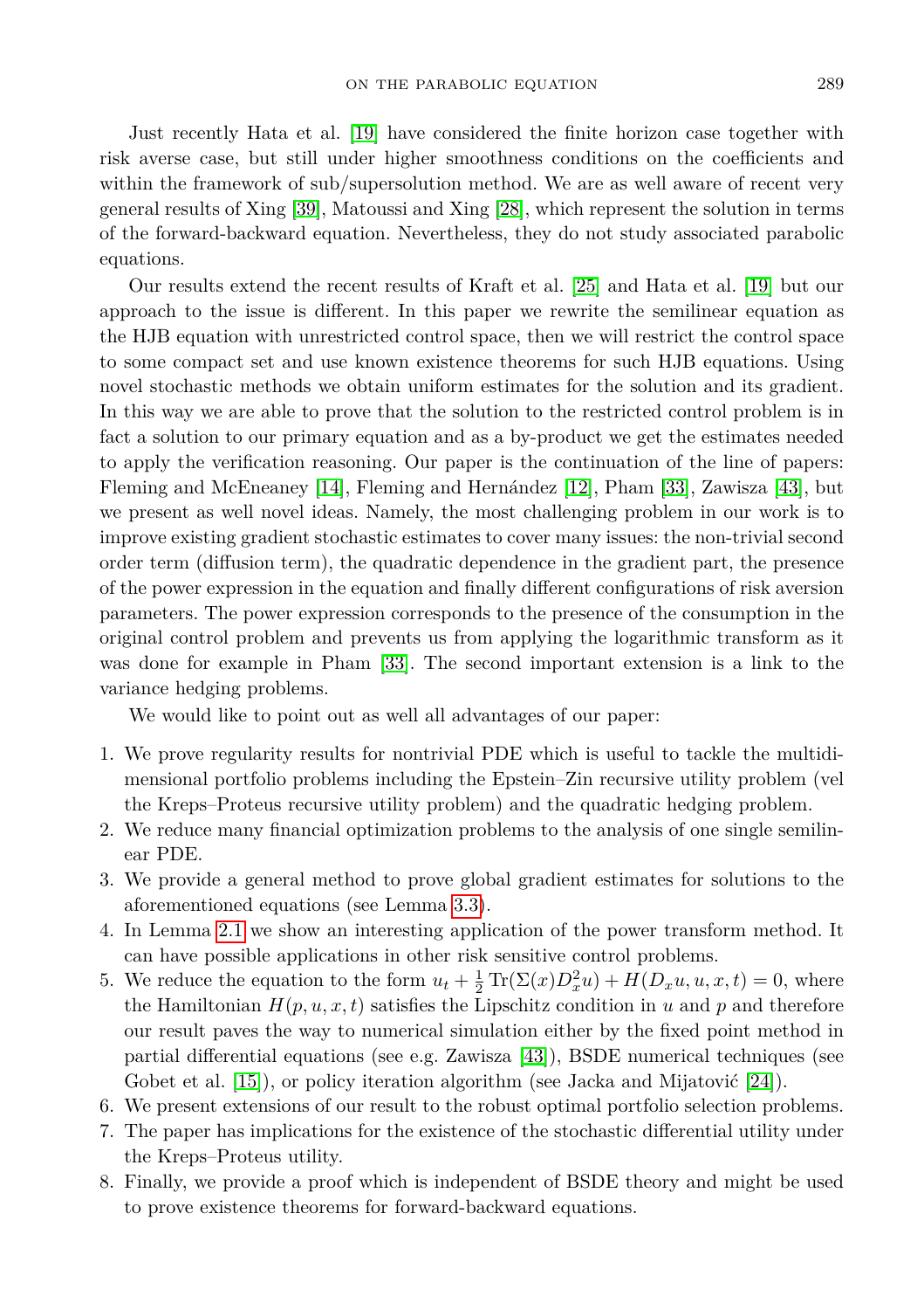Just recently Hata et al. [19] have considered the finite horizon case together with risk averse case, but still under higher smoothness conditions on the coefficients and within the framework of sub/supersolution method. We are as well aware of recent very general results of Xing [39], Matoussi and Xing [28], which represent the solution in terms of the forward-backward equation. Nevertheless, they do not study associated parabolic equations.

Our results extend the recent results of Kraft et al. [25] and Hata et al. [19] but our approach to the issue is different. In this paper we rewrite the semilinear equation as the HJB equation with unrestricted control space, then we will restrict the control space to some compact set and use known existence theorems for such HJB equations. Using novel stochastic methods we obtain uniform estimates for the solution and its gradient. In this way we are able to prove that the solution to the restricted control problem is in fact a solution to our primary equation and as a by-product we get the estimates needed to apply the verification reasoning. Our paper is the continuation of the line of papers: Fleming and McEneaney [14], Fleming and Hernández [12], Pham [33], Zawisza [43], but we present as well novel ideas. Namely, the most challenging problem in our work is to improve existing gradient stochastic estimates to cover many issues: the non-trivial second order term (diffusion term), the quadratic dependence in the gradient part, the presence of the power expression in the equation and finally different configurations of risk aversion parameters. The power expression corresponds to the presence of the consumption in the original control problem and prevents us from applying the logarithmic transform as it was done for example in Pham [33]. The second important extension is a link to the variance hedging problems.

We would like to point out as well all advantages of our paper:

1. We prove regularity results for nontrivial PDE which is useful to tackle the multidimensional portfolio problems including the Epstein–Zin recursive utility problem (vel the Kreps–Proteus recursive utility problem) and the quadratic hedging problem.
2. We reduce many financial optimization problems to the analysis of one single semilinear PDE.
3. We provide a general method to prove global gradient estimates for solutions to the aforementioned equations (see Lemma 3.3).
4. In Lemma 2.1 we show an interesting application of the power transform method. It can have possible applications in other risk sensitive control problems.
5. We reduce the equation to the form $u_t + \frac{1}{2}\operatorname{Tr}(\Sigma(x)D_x^2 u) + H(D_x u, u, x, t) = 0$, where the Hamiltonian $H(p, u, x, t)$ satisfies the Lipschitz condition in $u$ and $p$ and therefore our result paves the way to numerical simulation either by the fixed point method in partial differential equations (see e.g. Zawisza [43]), BSDE numerical techniques (see Gobet et al. [15]), or policy iteration algorithm (see Jacka and Mijatović [24]).
6. We present extensions of our result to the robust optimal portfolio selection problems.
7. The paper has implications for the existence of the stochastic differential utility under the Kreps–Proteus utility.
8. Finally, we provide a proof which is independent of BSDE theory and might be used to prove existence theorems for forward-backward equations.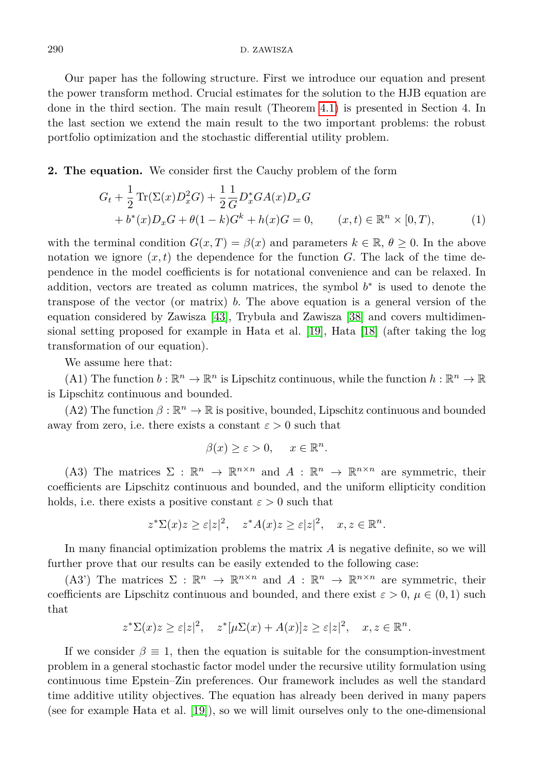Our paper has the following structure. First we introduce our equation and present the power transform method. Crucial estimates for the solution to the HJB equation are done in the third section. The main result (Theorem 4.1) is presented in Section 4. In the last section we extend the main result to the two important problems: the robust portfolio optimization and the stochastic differential utility problem.

**2. The equation.** We consider first the Cauchy problem of the form

$$
\begin{aligned}
G_t + \frac{1}{2}\operatorname{Tr}(\Sigma(x)D_x^2 G) + \frac{1}{2}\frac{1}{G}D_x^* G A(x) D_x G \\
+ b^*(x)D_x G + \theta(1-k)G^k + h(x)G = 0, \qquad (x,t) \in \mathbb{R}^n \times [0,T),
\end{aligned}
\tag{1}
$$

with the terminal condition $G(x,T) = \beta(x)$ and parameters $k \in \mathbb{R}$, $\theta \geq 0$. In the above notation we ignore $(x,t)$ the dependence for the function $G$. The lack of the time dependence in the model coefficients is for notational convenience and can be relaxed. In addition, vectors are treated as column matrices, the symbol $b^*$ is used to denote the transpose of the vector (or matrix) $b$. The above equation is a general version of the equation considered by Zawisza [43], Trybuła and Zawisza [38] and covers multidimensional setting proposed for example in Hata et al. [19], Hata [18] (after taking the log transformation of our equation).

We assume here that:

(A1) The function $b : \mathbb{R}^n \to \mathbb{R}^n$ is Lipschitz continuous, while the function $h : \mathbb{R}^n \to \mathbb{R}$ is Lipschitz continuous and bounded.

(A2) The function $\beta : \mathbb{R}^n \to \mathbb{R}$ is positive, bounded, Lipschitz continuous and bounded away from zero, i.e. there exists a constant $\varepsilon > 0$ such that

$$
\beta(x) \geq \varepsilon > 0, \qquad x \in \mathbb{R}^n.
$$

(A3) The matrices $\Sigma : \mathbb{R}^n \to \mathbb{R}^{n\times n}$ and $A : \mathbb{R}^n \to \mathbb{R}^{n\times n}$ are symmetric, their coefficients are Lipschitz continuous and bounded, and the uniform ellipticity condition holds, i.e. there exists a positive constant $\varepsilon > 0$ such that

$$
z^*\Sigma(x)z \geq \varepsilon|z|^2, \quad z^*A(x)z \geq \varepsilon|z|^2, \quad x, z \in \mathbb{R}^n.
$$

In many financial optimization problems the matrix $A$ is negative definite, so we will further prove that our results can be easily extended to the following case:

(A3') The matrices $\Sigma : \mathbb{R}^n \to \mathbb{R}^{n\times n}$ and $A : \mathbb{R}^n \to \mathbb{R}^{n\times n}$ are symmetric, their coefficients are Lipschitz continuous and bounded, and there exist $\varepsilon > 0$, $\mu \in (0,1)$ such that

$$
z^*\Sigma(x)z \geq \varepsilon|z|^2, \quad z^*[\mu\Sigma(x) + A(x)]z \geq \varepsilon|z|^2, \quad x, z \in \mathbb{R}^n.
$$

If we consider $\beta \equiv 1$, then the equation is suitable for the consumption-investment problem in a general stochastic factor model under the recursive utility formulation using continuous time Epstein–Zin preferences. Our framework includes as well the standard time additive utility objectives. The equation has already been derived in many papers (see for example Hata et al. [19]), so we will limit ourselves only to the one-dimensional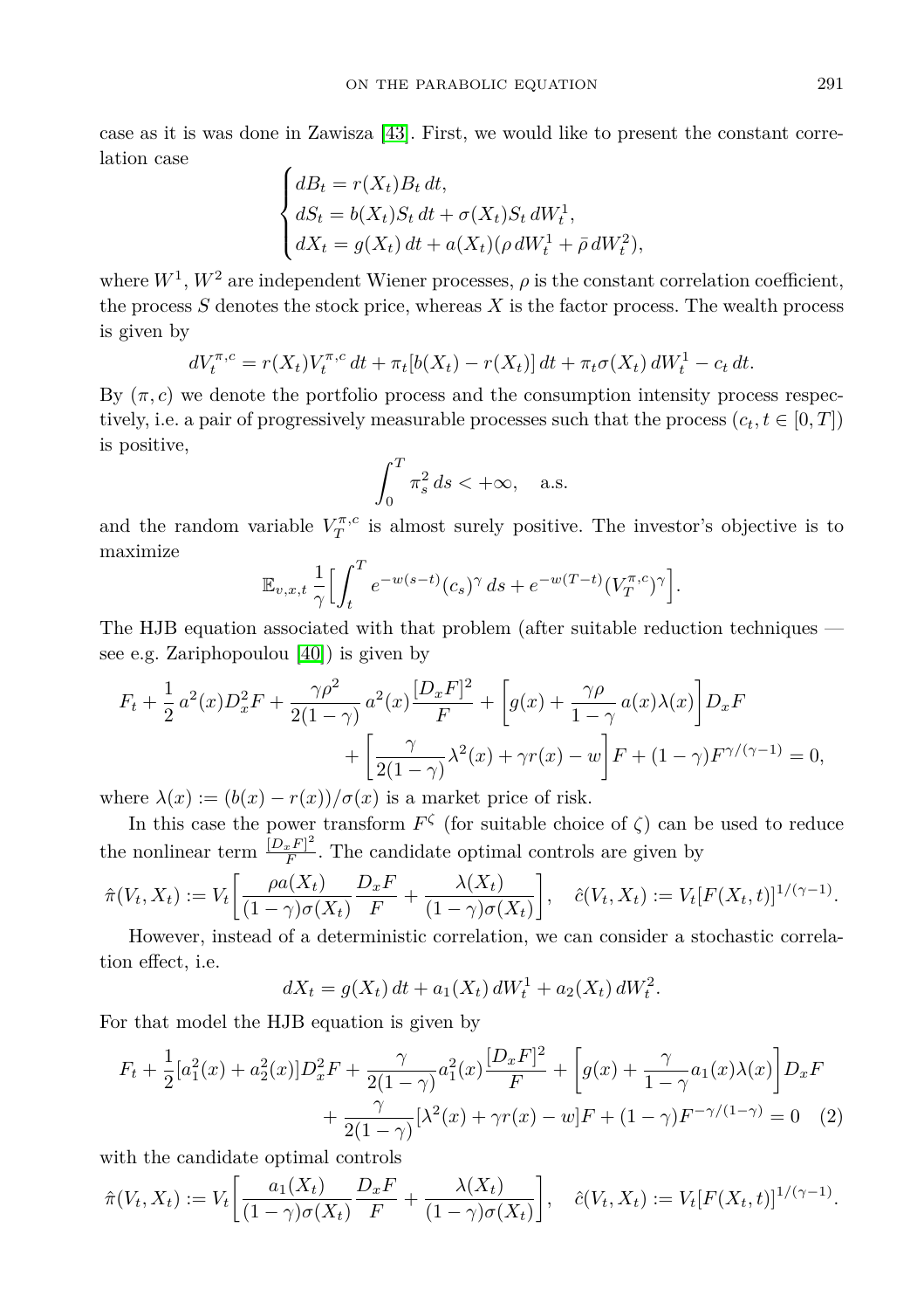case as it is was done in Zawisza [43]. First, we would like to present the constant correlation case

$$
\begin{cases}
dB_t = r(X_t)B_t\,dt,\\
dS_t = b(X_t)S_t\,dt + \sigma(X_t)S_t\,dW_t^1,\\
dX_t = g(X_t)\,dt + a(X_t)(\rho\,dW_t^1 + \bar{\rho}\,dW_t^2),
\end{cases}
$$

where $W^1, W^2$ are independent Wiener processes, $\rho$ is the constant correlation coefficient, the process $S$ denotes the stock price, whereas $X$ is the factor process. The wealth process is given by

$$
dV_t^{\pi,c} = r(X_t)V_t^{\pi,c}\,dt + \pi_t[b(X_t) - r(X_t)]\,dt + \pi_t\sigma(X_t)\,dW_t^1 - c_t\,dt.
$$

By $(\pi, c)$ we denote the portfolio process and the consumption intensity process respectively, i.e. a pair of progressively measurable processes such that the process $(c_t, t \in [0,T])$ is positive,

$$
\int_0^T \pi_s^2\,ds < +\infty, \quad \text{a.s.}
$$

and the random variable $V_T^{\pi,c}$ is almost surely positive. The investor's objective is to maximize

$$
\mathbb{E}_{v,x,t}\,\frac{1}{\gamma}\Big[\int_t^T e^{-w(s-t)}(c_s)^\gamma\,ds + e^{-w(T-t)}(V_T^{\pi,c})^\gamma\Big].
$$

The HJB equation associated with that problem (after suitable reduction techniques — see e.g. Zariphopoulou [40]) is given by

$$
\begin{aligned}
F_t + \frac{1}{2}\,a^2(x)D_x^2F + \frac{\gamma\rho^2}{2(1-\gamma)}\,a^2(x)\frac{[D_xF]^2}{F} + \Big[g(x) + \frac{\gamma\rho}{1-\gamma}\,a(x)\lambda(x)\Big]D_xF&\\
+ \Big[\frac{\gamma}{2(1-\gamma)}\lambda^2(x) + \gamma r(x) - w\Big]F + (1-\gamma)F^{\gamma/(\gamma-1)} = 0&,
\end{aligned}
$$

where $\lambda(x) := (b(x) - r(x))/\sigma(x)$ is a market price of risk.

In this case the power transform $F^\zeta$ (for suitable choice of $\zeta$) can be used to reduce the nonlinear term $\frac{[D_xF]^2}{F}$. The candidate optimal controls are given by

$$
\hat{\pi}(V_t, X_t) := V_t\bigg[\frac{\rho a(X_t)}{(1-\gamma)\sigma(X_t)}\frac{D_xF}{F} + \frac{\lambda(X_t)}{(1-\gamma)\sigma(X_t)}\bigg], \quad \hat{c}(V_t, X_t) := V_t[F(X_t,t)]^{1/(\gamma-1)}.
$$

However, instead of a deterministic correlation, we can consider a stochastic correlation effect, i.e.

$$
dX_t = g(X_t)\,dt + a_1(X_t)\,dW_t^1 + a_2(X_t)\,dW_t^2.
$$

For that model the HJB equation is given by

$$
\begin{aligned}
F_t + \frac{1}{2}[a_1^2(x) + a_2^2(x)]D_x^2F + \frac{\gamma}{2(1-\gamma)}a_1^2(x)\frac{[D_xF]^2}{F} + \Big[g(x) + \frac{\gamma}{1-\gamma}a_1(x)\lambda(x)\Big]D_xF&\\
+ \frac{\gamma}{2(1-\gamma)}[\lambda^2(x) + \gamma r(x) - w]F + (1-\gamma)F^{-\gamma/(1-\gamma)} = 0& \quad (2)
\end{aligned}
$$

with the candidate optimal controls

$$
\hat{\pi}(V_t, X_t) := V_t\bigg[\frac{a_1(X_t)}{(1-\gamma)\sigma(X_t)}\frac{D_xF}{F} + \frac{\lambda(X_t)}{(1-\gamma)\sigma(X_t)}\bigg], \quad \hat{c}(V_t, X_t) := V_t[F(X_t,t)]^{1/(\gamma-1)}.
$$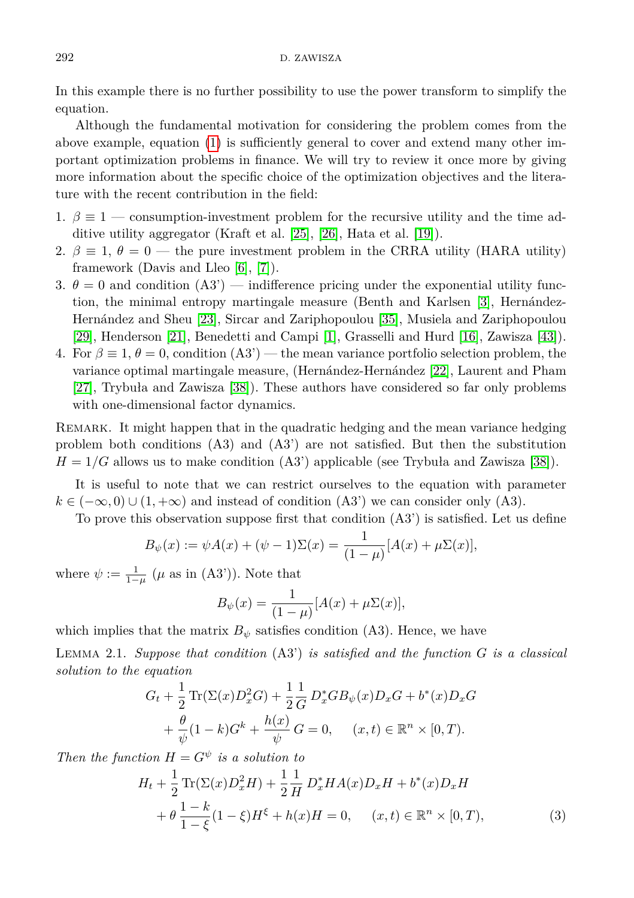In this example there is no further possibility to use the power transform to simplify the equation.

Although the fundamental motivation for considering the problem comes from the above example, equation (1) is sufficiently general to cover and extend many other important optimization problems in finance. We will try to review it once more by giving more information about the specific choice of the optimization objectives and the literature with the recent contribution in the field:

1. $\beta \equiv 1$ — consumption-investment problem for the recursive utility and the time additive utility aggregator (Kraft et al. [25], [26], Hata et al. [19]).
2. $\beta \equiv 1$, $\theta = 0$ — the pure investment problem in the CRRA utility (HARA utility) framework (Davis and Lleo [6], [7]).
3. $\theta = 0$ and condition (A3') — indifference pricing under the exponential utility function, the minimal entropy martingale measure (Benth and Karlsen [3], Hernández-Hernández and Sheu [23], Sircar and Zariphopoulou [35], Musiela and Zariphopoulou [29], Henderson [21], Benedetti and Campi [1], Grasselli and Hurd [16], Zawisza [43]).
4. For $\beta \equiv 1$, $\theta = 0$, condition (A3') — the mean variance portfolio selection problem, the variance optimal martingale measure, (Hernández-Hernández [22], Laurent and Pham [27], Trybuła and Zawisza [38]). These authors have considered so far only problems with one-dimensional factor dynamics.

Remark. It might happen that in the quadratic hedging and the mean variance hedging problem both conditions (A3) and (A3') are not satisfied. But then the substitution $H = 1/G$ allows us to make condition (A3') applicable (see Trybuła and Zawisza [38]).

It is useful to note that we can restrict ourselves to the equation with parameter $k \in (-\infty, 0) \cup (1, +\infty)$ and instead of condition (A3') we can consider only (A3).

To prove this observation suppose first that condition (A3') is satisfied. Let us define

$$B_\psi(x) := \psi A(x) + (\psi - 1)\Sigma(x) = \frac{1}{(1-\mu)}[A(x) + \mu\Sigma(x)],$$

where $\psi := \frac{1}{1-\mu}$ ($\mu$ as in (A3')). Note that

$$B_\psi(x) = \frac{1}{(1-\mu)}[A(x) + \mu\Sigma(x)],$$

which implies that the matrix $B_\psi$ satisfies condition (A3). Hence, we have

Lemma 2.1. *Suppose that condition* (A3') *is satisfied and the function $G$ is a classical solution to the equation*

$$G_t + \frac{1}{2}\operatorname{Tr}(\Sigma(x)D_x^2 G) + \frac{1}{2}\frac{1}{G}\, D_x^* G B_\psi(x) D_x G + b^*(x) D_x G + \frac{\theta}{\psi}(1-k)G^k + \frac{h(x)}{\psi}\, G = 0, \quad (x,t) \in \mathbb{R}^n \times [0,T).$$

*Then the function $H = G^\psi$ is a solution to*

$$H_t + \frac{1}{2}\operatorname{Tr}(\Sigma(x)D_x^2 H) + \frac{1}{2}\frac{1}{H}\, D_x^* H A(x) D_x H + b^*(x) D_x H + \theta\,\frac{1-k}{1-\xi}(1-\xi)H^\xi + h(x)H = 0, \quad (x,t) \in \mathbb{R}^n \times [0,T), \tag{3}$$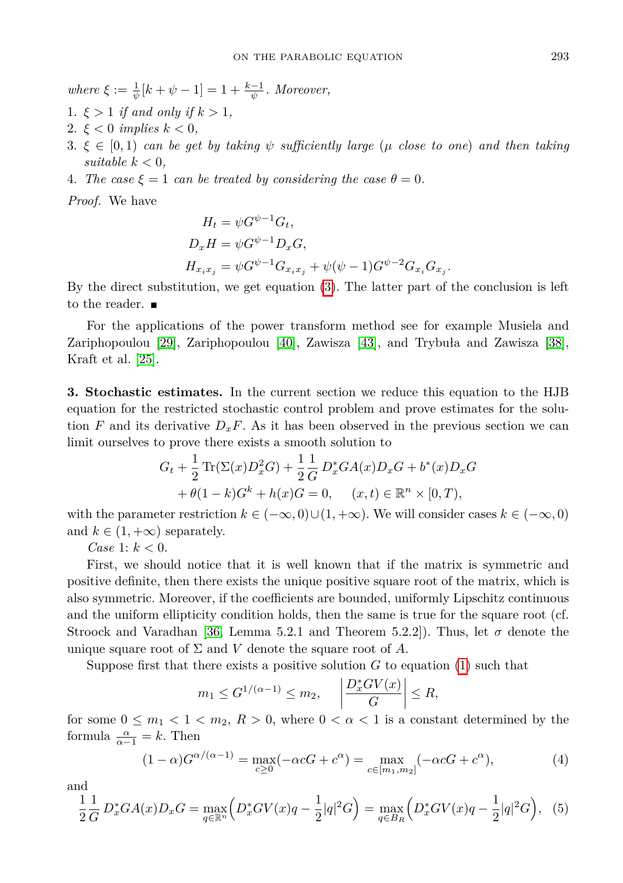*where* $\xi := \frac{1}{\psi}[k + \psi - 1] = 1 + \frac{k-1}{\psi}$. *Moreover,*

1. $\xi > 1$ *if and only if* $k > 1$,
2. $\xi < 0$ *implies* $k < 0$,
3. $\xi \in [0, 1)$ *can be get by taking* $\psi$ *sufficiently large* ($\mu$ *close to one*) *and then taking suitable* $k < 0$,
4. *The case* $\xi = 1$ *can be treated by considering the case* $\theta = 0$.

*Proof.* We have

$$
\begin{aligned}
H_t &= \psi G^{\psi-1} G_t, \\
D_x H &= \psi G^{\psi-1} D_x G, \\
H_{x_i x_j} &= \psi G^{\psi-1} G_{x_i x_j} + \psi(\psi - 1) G^{\psi-2} G_{x_i} G_{x_j}.
\end{aligned}
$$

By the direct substitution, we get equation (3). The latter part of the conclusion is left to the reader. ∎

For the applications of the power transform method see for example Musiela and Zariphopoulou [29], Zariphopoulou [40], Zawisza [43], and Trybuła and Zawisza [38], Kraft et al. [25].

**3. Stochastic estimates.** In the current section we reduce this equation to the HJB equation for the restricted stochastic control problem and prove estimates for the solution $F$ and its derivative $D_x F$. As it has been observed in the previous section we can limit ourselves to prove there exists a smooth solution to

$$
\begin{aligned}
G_t + \frac{1}{2}\operatorname{Tr}(\Sigma(x) D_x^2 G) + \frac{1}{2}\frac{1}{G} D_x^* G A(x) D_x G + b^*(x) D_x G \\
+ \theta(1-k) G^k + h(x) G = 0, \qquad (x, t) \in \mathbb{R}^n \times [0, T),
\end{aligned}
$$

with the parameter restriction $k \in (-\infty, 0) \cup (1, +\infty)$. We will consider cases $k \in (-\infty, 0)$ and $k \in (1, +\infty)$ separately.

*Case* 1: $k < 0$.

First, we should notice that it is well known that if the matrix is symmetric and positive definite, then there exists the unique positive square root of the matrix, which is also symmetric. Moreover, if the coefficients are bounded, uniformly Lipschitz continuous and the uniform ellipticity condition holds, then the same is true for the square root (cf. Stroock and Varadhan [36, Lemma 5.2.1 and Theorem 5.2.2]). Thus, let $\sigma$ denote the unique square root of $\Sigma$ and $V$ denote the square root of $A$.

Suppose first that there exists a positive solution $G$ to equation (1) such that

$$
m_1 \leq G^{1/(\alpha-1)} \leq m_2, \qquad \left| \frac{D_x^* G V(x)}{G} \right| \leq R,
$$

for some $0 \leq m_1 < 1 < m_2$, $R > 0$, where $0 < \alpha < 1$ is a constant determined by the formula $\frac{\alpha}{\alpha-1} = k$. Then

$$
(1-\alpha) G^{\alpha/(\alpha-1)} = \max_{c \geq 0}(-\alpha c G + c^\alpha) = \max_{c \in [m_1, m_2]}(-\alpha c G + c^\alpha), \tag{4}
$$

and

$$
\frac{1}{2}\frac{1}{G} D_x^* G A(x) D_x G = \max_{q \in \mathbb{R}^n}\Big(D_x^* G V(x) q - \frac{1}{2}|q|^2 G\Big) = \max_{q \in B_R}\Big(D_x^* G V(x) q - \frac{1}{2}|q|^2 G\Big), \tag{5}
$$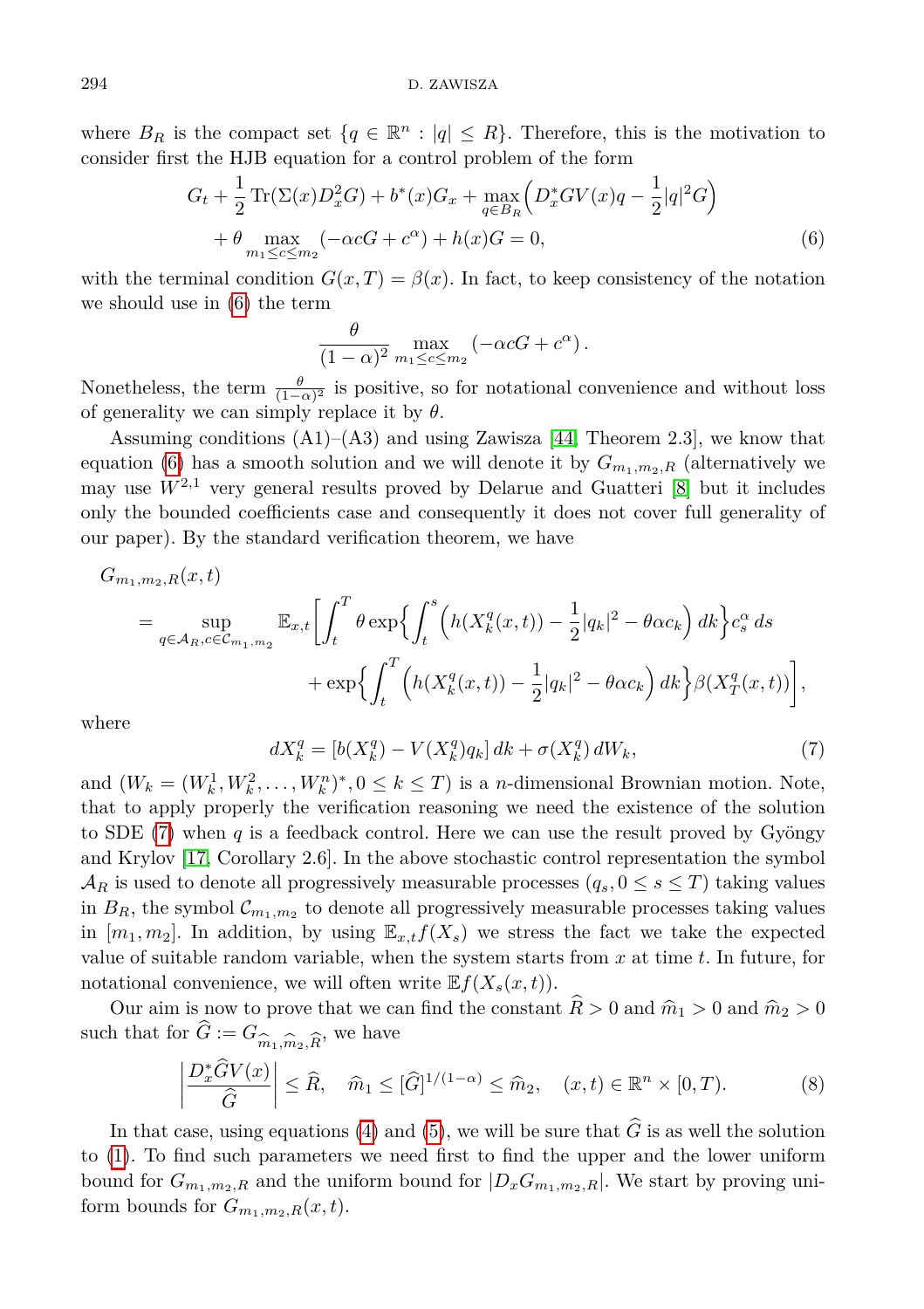where $B_R$ is the compact set $\{q \in \mathbb{R}^n : |q| \leq R\}$. Therefore, this is the motivation to consider first the HJB equation for a control problem of the form

$$
\begin{aligned}
G_t + \frac{1}{2}\operatorname{Tr}(\Sigma(x) D_x^2 G) + b^*(x) G_x + \max_{q \in B_R}\Big(D_x^* G V(x) q - \frac{1}{2}|q|^2 G\Big) \\
+ \theta \max_{m_1 \leq c \leq m_2} (-\alpha c G + c^\alpha) + h(x) G = 0,
\end{aligned} \tag{6}
$$

with the terminal condition $G(x,T) = \beta(x)$. In fact, to keep consistency of the notation we should use in (6) the term

$$
\frac{\theta}{(1-\alpha)^2} \max_{m_1 \leq c \leq m_2} (-\alpha c G + c^\alpha).
$$

Nonetheless, the term $\frac{\theta}{(1-\alpha)^2}$ is positive, so for notational convenience and without loss of generality we can simply replace it by $\theta$.

Assuming conditions (A1)–(A3) and using Zawisza [44, Theorem 2.3], we know that equation (6) has a smooth solution and we will denote it by $G_{m_1,m_2,R}$ (alternatively we may use $W^{2,1}$ very general results proved by Delarue and Guatteri [8] but it includes only the bounded coefficients case and consequently it does not cover full generality of our paper). By the standard verification theorem, we have

$$
\begin{aligned}
&G_{m_1,m_2,R}(x,t) \\
&= \sup_{q \in \mathcal{A}_R, c \in \mathcal{C}_{m_1,m_2}} \mathbb{E}_{x,t}\bigg[\int_t^T \theta \exp\Big\{\int_t^s \Big(h(X_k^q(x,t)) - \frac{1}{2}|q_k|^2 - \theta\alpha c_k\Big)\, dk\Big\} c_s^\alpha \, ds \\
&\qquad + \exp\Big\{\int_t^T \Big(h(X_k^q(x,t)) - \frac{1}{2}|q_k|^2 - \theta\alpha c_k\Big)\, dk\Big\} \beta(X_T^q(x,t))\bigg],
\end{aligned}
$$

where

$$
dX_k^q = [b(X_k^q) - V(X_k^q) q_k]\, dk + \sigma(X_k^q)\, dW_k, \tag{7}
$$

and $(W_k = (W_k^1, W_k^2, \ldots, W_k^n)^*, 0 \leq k \leq T)$ is a $n$-dimensional Brownian motion. Note, that to apply properly the verification reasoning we need the existence of the solution to SDE (7) when $q$ is a feedback control. Here we can use the result proved by Gyöngy and Krylov [17, Corollary 2.6]. In the above stochastic control representation the symbol $\mathcal{A}_R$ is used to denote all progressively measurable processes $(q_s, 0 \leq s \leq T)$ taking values in $B_R$, the symbol $\mathcal{C}_{m_1,m_2}$ to denote all progressively measurable processes taking values in $[m_1, m_2]$. In addition, by using $\mathbb{E}_{x,t} f(X_s)$ we stress the fact we take the expected value of suitable random variable, when the system starts from $x$ at time $t$. In future, for notational convenience, we will often write $\mathbb{E} f(X_s(x,t))$.

Our aim is now to prove that we can find the constant $\widehat{R} > 0$ and $\widehat{m}_1 > 0$ and $\widehat{m}_2 > 0$ such that for $\widehat{G} := G_{\widehat{m}_1, \widehat{m}_2, \widehat{R}}$, we have

$$
\left| \frac{D_x^* \widehat{G} V(x)}{\widehat{G}} \right| \leq \widehat{R}, \quad \widehat{m}_1 \leq [\widehat{G}]^{1/(1-\alpha)} \leq \widehat{m}_2, \quad (x,t) \in \mathbb{R}^n \times [0,T). \tag{8}
$$

In that case, using equations (4) and (5), we will be sure that $\widehat{G}$ is as well the solution to (1). To find such parameters we need first to find the upper and the lower uniform bound for $G_{m_1,m_2,R}$ and the uniform bound for $|D_x G_{m_1,m_2,R}|$. We start by proving uniform bounds for $G_{m_1,m_2,R}(x,t)$.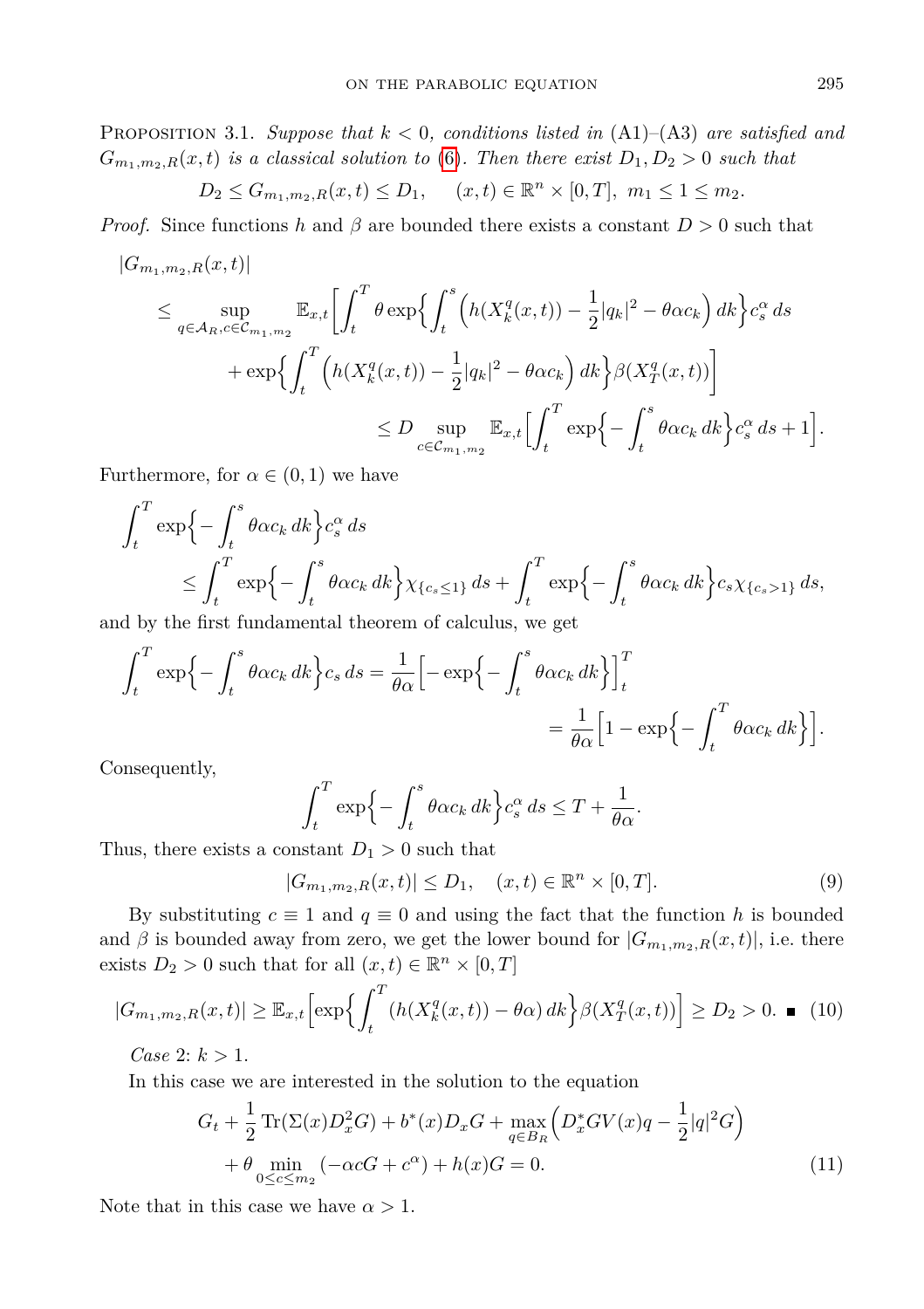PROPOSITION 3.1. *Suppose that $k < 0$, conditions listed in* (A1)–(A3) *are satisfied and $G_{m_1,m_2,R}(x,t)$ is a classical solution to* (6). *Then there exist $D_1, D_2 > 0$ such that*

$$D_2 \le G_{m_1,m_2,R}(x,t) \le D_1, \qquad (x,t) \in \mathbb{R}^n \times [0,T],\ m_1 \le 1 \le m_2.$$

*Proof.* Since functions $h$ and $\beta$ are bounded there exists a constant $D > 0$ such that

$$
\begin{aligned}
&|G_{m_1,m_2,R}(x,t)| \\
&\quad \le \sup_{q\in\mathcal{A}_R, c\in\mathcal{C}_{m_1,m_2}} \mathbb{E}_{x,t}\bigg[\int_t^T \theta \exp\Big\{\int_t^s \Big(h(X_k^q(x,t)) - \frac{1}{2}|q_k|^2 - \theta\alpha c_k\Big)\,dk\Big\} c_s^\alpha\,ds \\
&\qquad + \exp\Big\{\int_t^T \Big(h(X_k^q(x,t)) - \frac{1}{2}|q_k|^2 - \theta\alpha c_k\Big)\,dk\Big\}\beta(X_T^q(x,t))\bigg] \\
&\qquad\qquad \le D \sup_{c\in\mathcal{C}_{m_1,m_2}} \mathbb{E}_{x,t}\Big[\int_t^T \exp\Big\{-\int_t^s \theta\alpha c_k\,dk\Big\} c_s^\alpha\,ds + 1\Big].
\end{aligned}
$$

Furthermore, for $\alpha \in (0,1)$ we have

$$
\begin{aligned}
&\int_t^T \exp\Big\{-\int_t^s \theta\alpha c_k\,dk\Big\} c_s^\alpha\,ds \\
&\qquad \le \int_t^T \exp\Big\{-\int_t^s \theta\alpha c_k\,dk\Big\}\chi_{\{c_s\le 1\}}\,ds + \int_t^T \exp\Big\{-\int_t^s \theta\alpha c_k\,dk\Big\}c_s\chi_{\{c_s>1\}}\,ds,
\end{aligned}
$$

and by the first fundamental theorem of calculus, we get

$$
\begin{aligned}
\int_t^T \exp\Big\{-\int_t^s \theta\alpha c_k\,dk\Big\}c_s\,ds &= \frac{1}{\theta\alpha}\Big[-\exp\Big\{-\int_t^s \theta\alpha c_k\,dk\Big\}\Big]_t^T \\
&= \frac{1}{\theta\alpha}\Big[1 - \exp\Big\{-\int_t^T \theta\alpha c_k\,dk\Big\}\Big].
\end{aligned}
$$

Consequently,

$$\int_t^T \exp\Big\{-\int_t^s \theta\alpha c_k\,dk\Big\}c_s^\alpha\,ds \le T + \frac{1}{\theta\alpha}.$$

Thus, there exists a constant $D_1 > 0$ such that

$$|G_{m_1,m_2,R}(x,t)| \le D_1, \quad (x,t) \in \mathbb{R}^n \times [0,T]. \tag{9}$$

By substituting $c \equiv 1$ and $q \equiv 0$ and using the fact that the function $h$ is bounded and $\beta$ is bounded away from zero, we get the lower bound for $|G_{m_1,m_2,R}(x,t)|$, i.e. there exists $D_2 > 0$ such that for all $(x,t) \in \mathbb{R}^n \times [0,T]$

$$|G_{m_1,m_2,R}(x,t)| \ge \mathbb{E}_{x,t}\Big[\exp\Big\{\int_t^T (h(X_k^q(x,t)) - \theta\alpha)\,dk\Big\}\beta(X_T^q(x,t))\Big] \ge D_2 > 0. \ \blacksquare \tag{10}$$

*Case* 2: $k > 1$.

In this case we are interested in the solution to the equation

$$
\begin{aligned}
G_t + \frac{1}{2}\operatorname{Tr}(\Sigma(x)D_x^2 G) + b^*(x)D_x G + \max_{q\in B_R}\Big(D_x^* G V(x) q - \frac{1}{2}|q|^2 G\Big)& \\
+ \theta \min_{0\le c\le m_2}(-\alpha c G + c^\alpha) + h(x) G = 0.&
\end{aligned} \tag{11}
$$

Note that in this case we have $\alpha > 1$.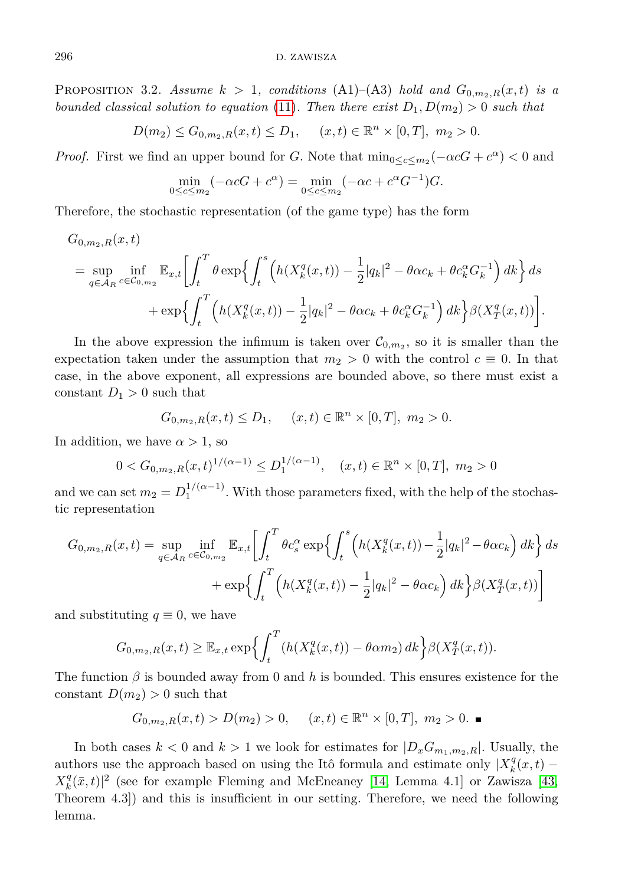**Proposition 3.2.** *Assume $k > 1$, conditions* (A1)–(A3) *hold and $G_{0,m_2,R}(x,t)$ is a bounded classical solution to equation* (11). *Then there exist $D_1, D(m_2) > 0$ such that*

$$D(m_2) \le G_{0,m_2,R}(x,t) \le D_1, \qquad (x,t) \in \mathbb{R}^n \times [0,T],\ m_2 > 0.$$

*Proof.* First we find an upper bound for $G$. Note that $\min_{0\le c\le m_2}(-\alpha c G + c^\alpha) < 0$ and

$$\min_{0\le c\le m_2}(-\alpha c G + c^\alpha) = \min_{0\le c\le m_2}(-\alpha c + c^\alpha G^{-1})G.$$

Therefore, the stochastic representation (of the game type) has the form

$$\begin{aligned}
&G_{0,m_2,R}(x,t) \\
&= \sup_{q\in\mathcal{A}_R} \inf_{c\in\mathcal{C}_{0,m_2}} \mathbb{E}_{x,t}\bigg[\int_t^T \theta \exp\Big\{\int_t^s \Big(h(X_k^q(x,t)) - \frac{1}{2}|q_k|^2 - \theta\alpha c_k + \theta c_k^\alpha G_k^{-1}\Big)\,dk\Big\}\,ds \\
&\qquad + \exp\Big\{\int_t^T \Big(h(X_k^q(x,t)) - \frac{1}{2}|q_k|^2 - \theta\alpha c_k + \theta c_k^\alpha G_k^{-1}\Big)\,dk\Big\}\beta(X_T^q(x,t))\bigg].
\end{aligned}$$

In the above expression the infimum is taken over $\mathcal{C}_{0,m_2}$, so it is smaller than the expectation taken under the assumption that $m_2 > 0$ with the control $c \equiv 0$. In that case, in the above exponent, all expressions are bounded above, so there must exist a constant $D_1 > 0$ such that

$$G_{0,m_2,R}(x,t) \le D_1, \qquad (x,t) \in \mathbb{R}^n \times [0,T],\ m_2 > 0.$$

In addition, we have $\alpha > 1$, so

$$0 < G_{0,m_2,R}(x,t)^{1/(\alpha-1)} \le D_1^{1/(\alpha-1)}, \quad (x,t) \in \mathbb{R}^n \times [0,T],\ m_2 > 0$$

and we can set $m_2 = D_1^{1/(\alpha-1)}$. With those parameters fixed, with the help of the stochastic representation

$$\begin{aligned}
G_{0,m_2,R}(x,t) = \sup_{q\in\mathcal{A}_R} \inf_{c\in\mathcal{C}_{0,m_2}} \mathbb{E}_{x,t}\bigg[&\int_t^T \theta c_s^\alpha \exp\Big\{\int_t^s \Big(h(X_k^q(x,t)) - \frac{1}{2}|q_k|^2 - \theta\alpha c_k\Big)\,dk\Big\}\,ds \\
&+ \exp\Big\{\int_t^T \Big(h(X_k^q(x,t)) - \frac{1}{2}|q_k|^2 - \theta\alpha c_k\Big)\,dk\Big\}\beta(X_T^q(x,t))\bigg]
\end{aligned}$$

and substituting $q \equiv 0$, we have

$$G_{0,m_2,R}(x,t) \ge \mathbb{E}_{x,t} \exp\Big\{\int_t^T (h(X_k^q(x,t)) - \theta\alpha m_2)\,dk\Big\}\beta(X_T^q(x,t)).$$

The function $\beta$ is bounded away from 0 and $h$ is bounded. This ensures existence for the constant $D(m_2) > 0$ such that

$$G_{0,m_2,R}(x,t) > D(m_2) > 0, \qquad (x,t) \in \mathbb{R}^n \times [0,T],\ m_2 > 0. \ \blacksquare$$

In both cases $k < 0$ and $k > 1$ we look for estimates for $|D_x G_{m_1,m_2,R}|$. Usually, the authors use the approach based on using the Itô formula and estimate only $|X_k^q(x,t) - X_k^q(\bar{x},t)|^2$ (see for example Fleming and McEneaney [14, Lemma 4.1] or Zawisza [43, Theorem 4.3]) and this is insufficient in our setting. Therefore, we need the following lemma.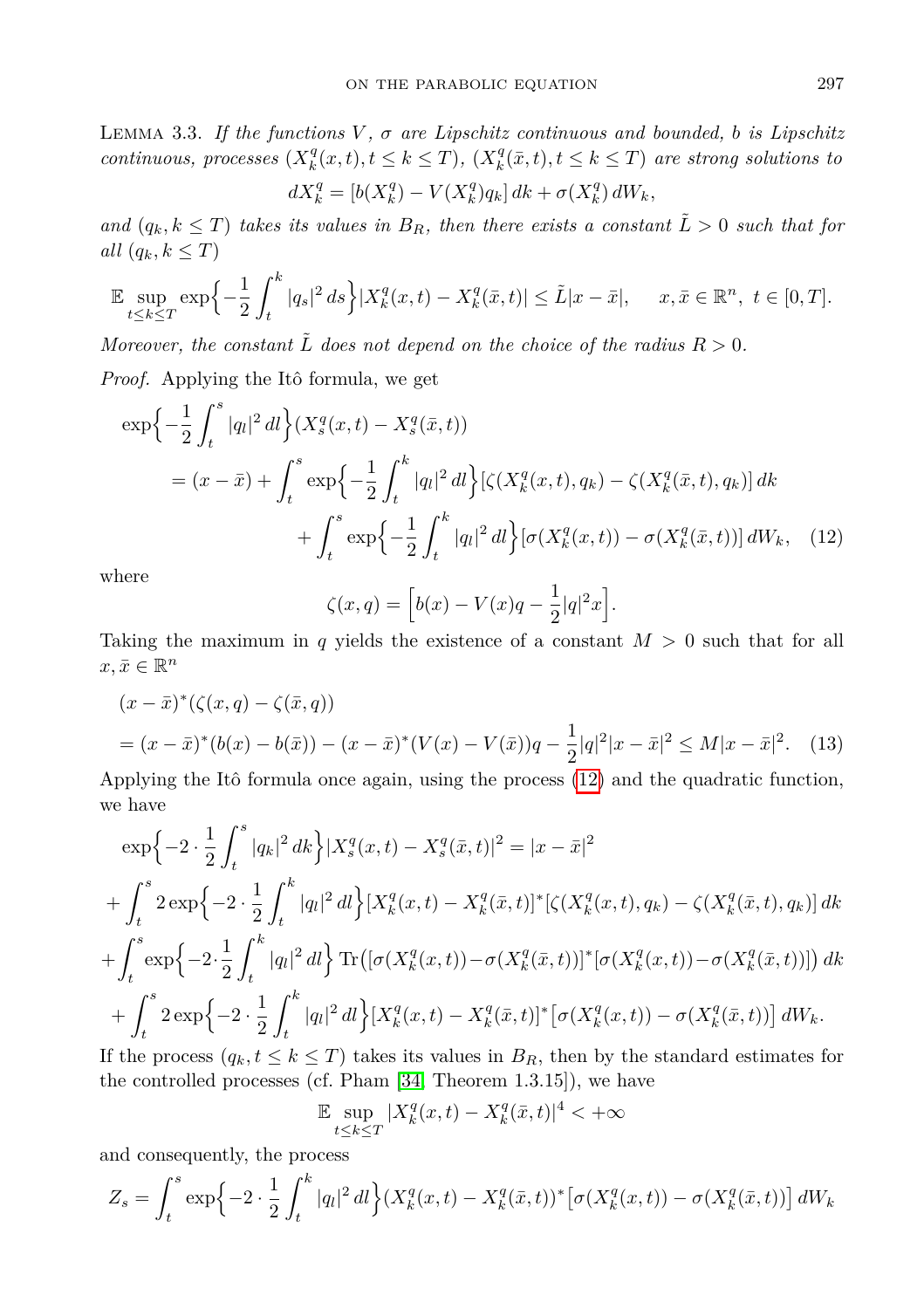Lemma 3.3. *If the functions $V$, $\sigma$ are Lipschitz continuous and bounded, $b$ is Lipschitz continuous, processes $(X_k^q(x,t), t \le k \le T)$, $(X_k^q(\bar{x},t), t \le k \le T)$ are strong solutions to*

$$dX_k^q = [b(X_k^q) - V(X_k^q)q_k]\,dk + \sigma(X_k^q)\,dW_k,$$

*and $(q_k, k \le T)$ takes its values in $B_R$, then there exists a constant $\tilde{L} > 0$ such that for all $(q_k, k \le T)$*

$$\mathbb{E} \sup_{t \le k \le T} \exp\Big\{-\frac{1}{2}\int_t^k |q_s|^2\,ds\Big\} |X_k^q(x,t) - X_k^q(\bar{x},t)| \le \tilde{L}|x - \bar{x}|, \qquad x, \bar{x} \in \mathbb{R}^n,\ t \in [0,T].$$

*Moreover, the constant $\tilde{L}$ does not depend on the choice of the radius $R > 0$.*

*Proof.* Applying the Itô formula, we get

$$\begin{aligned}
&\exp\Big\{-\frac{1}{2}\int_t^s |q_l|^2\,dl\Big\}(X_s^q(x,t) - X_s^q(\bar{x},t)) \\
&\quad = (x - \bar{x}) + \int_t^s \exp\Big\{-\frac{1}{2}\int_t^k |q_l|^2\,dl\Big\}[\zeta(X_k^q(x,t), q_k) - \zeta(X_k^q(\bar{x},t), q_k)]\,dk \\
&\qquad + \int_t^s \exp\Big\{-\frac{1}{2}\int_t^k |q_l|^2\,dl\Big\}[\sigma(X_k^q(x,t)) - \sigma(X_k^q(\bar{x},t))]\,dW_k, \quad (12)
\end{aligned}$$

where

$$\zeta(x,q) = \Big[b(x) - V(x)q - \frac{1}{2}|q|^2 x\Big].$$

Taking the maximum in $q$ yields the existence of a constant $M > 0$ such that for all $x, \bar{x} \in \mathbb{R}^n$

$$\begin{aligned}
&(x - \bar{x})^*(\zeta(x,q) - \zeta(\bar{x},q)) \\
&\quad = (x - \bar{x})^*(b(x) - b(\bar{x})) - (x - \bar{x})^*(V(x) - V(\bar{x}))q - \frac{1}{2}|q|^2|x - \bar{x}|^2 \le M|x - \bar{x}|^2. \quad (13)
\end{aligned}$$

Applying the Itô formula once again, using the process (12) and the quadratic function, we have

$$\begin{aligned}
&\exp\Big\{-2 \cdot \frac{1}{2}\int_t^s |q_k|^2\,dk\Big\}|X_s^q(x,t) - X_s^q(\bar{x},t)|^2 = |x - \bar{x}|^2 \\
&+ \int_t^s 2\exp\Big\{-2 \cdot \frac{1}{2}\int_t^k |q_l|^2\,dl\Big\}[X_k^q(x,t) - X_k^q(\bar{x},t)]^*[\zeta(X_k^q(x,t), q_k) - \zeta(X_k^q(\bar{x},t), q_k)]\,dk \\
&+ \int_t^s \exp\Big\{-2 \cdot \frac{1}{2}\int_t^k |q_l|^2\,dl\Big\} \operatorname{Tr}\big([\sigma(X_k^q(x,t)) - \sigma(X_k^q(\bar{x},t))]^*[\sigma(X_k^q(x,t)) - \sigma(X_k^q(\bar{x},t))]\big)\,dk \\
&+ \int_t^s 2\exp\Big\{-2 \cdot \frac{1}{2}\int_t^k |q_l|^2\,dl\Big\}[X_k^q(x,t) - X_k^q(\bar{x},t)]^*\big[\sigma(X_k^q(x,t)) - \sigma(X_k^q(\bar{x},t))\big]\,dW_k.
\end{aligned}$$

If the process $(q_k, t \le k \le T)$ takes its values in $B_R$, then by the standard estimates for the controlled processes (cf. Pham [34, Theorem 1.3.15]), we have

$$\mathbb{E} \sup_{t \le k \le T} |X_k^q(x,t) - X_k^q(\bar{x},t)|^4 < +\infty$$

and consequently, the process

$$Z_s = \int_t^s \exp\Big\{-2 \cdot \frac{1}{2}\int_t^k |q_l|^2\,dl\Big\}(X_k^q(x,t) - X_k^q(\bar{x},t))^*\big[\sigma(X_k^q(x,t)) - \sigma(X_k^q(\bar{x},t))\big]\,dW_k$$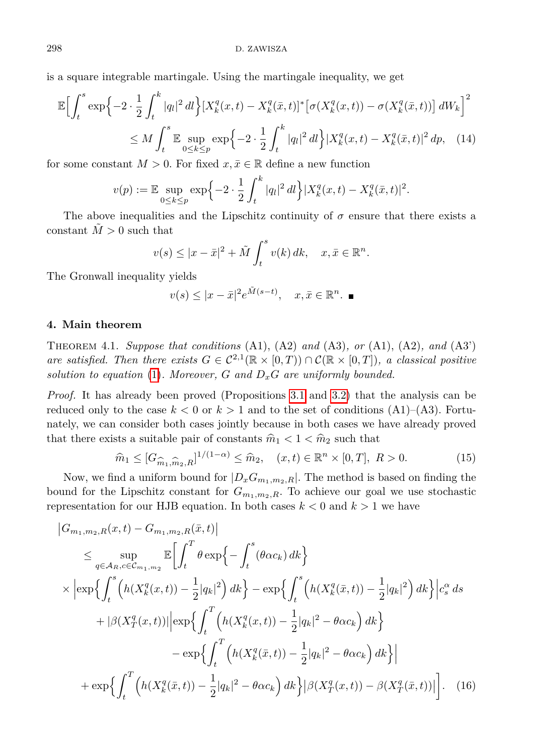is a square integrable martingale. Using the martingale inequality, we get

$$\mathbb{E}\Big[\int_t^s \exp\Big\{-2\cdot\frac{1}{2}\int_t^k |q_l|^2\,dl\Big\}[X_k^q(x,t)-X_k^q(\bar{x},t)]^*\big[\sigma(X_k^q(x,t))-\sigma(X_k^q(\bar{x},t))\big]\,dW_k\Big]^2$$
$$\leq M\int_t^s \mathbb{E}\sup_{0\leq k\leq p}\exp\Big\{-2\cdot\frac{1}{2}\int_t^k |q_l|^2\,dl\Big\}|X_k^q(x,t)-X_k^q(\bar{x},t)|^2\,dp, \quad (14)$$

for some constant $M>0$. For fixed $x,\bar{x}\in\mathbb{R}$ define a new function

$$v(p):=\mathbb{E}\sup_{0\leq k\leq p}\exp\Big\{-2\cdot\frac{1}{2}\int_t^k |q_l|^2\,dl\Big\}|X_k^q(x,t)-X_k^q(\bar{x},t)|^2.$$

The above inequalities and the Lipschitz continuity of $\sigma$ ensure that there exists a constant $\tilde{M}>0$ such that

$$v(s)\leq |x-\bar{x}|^2+\tilde{M}\int_t^s v(k)\,dk, \quad x,\bar{x}\in\mathbb{R}^n.$$

The Gronwall inequality yields

$$v(s)\leq |x-\bar{x}|^2e^{\tilde{M}(s-t)}, \quad x,\bar{x}\in\mathbb{R}^n. \ \blacksquare$$

## 4. Main theorem

THEOREM 4.1. *Suppose that conditions* (A1), (A2) *and* (A3), *or* (A1), (A2), *and* (A3') *are satisfied. Then there exists $G\in\mathcal{C}^{2,1}(\mathbb{R}\times[0,T))\cap\mathcal{C}(\mathbb{R}\times[0,T])$, a classical positive solution to equation* (1). *Moreover, $G$ and $D_xG$ are uniformly bounded.*

*Proof.* It has already been proved (Propositions 3.1 and 3.2) that the analysis can be reduced only to the case $k<0$ or $k>1$ and to the set of conditions (A1)–(A3). Fortunately, we can consider both cases jointly because in both cases we have already proved that there exists a suitable pair of constants $\widehat{m}_1<1<\widehat{m}_2$ such that

$$\widehat{m}_1\leq [G_{\widehat{m}_1,\widehat{m}_2,R}]^{1/(1-\alpha)}\leq \widehat{m}_2, \quad (x,t)\in\mathbb{R}^n\times[0,T],\ R>0. \quad (15)$$

Now, we find a uniform bound for $|D_xG_{m_1,m_2,R}|$. The method is based on finding the bound for the Lipschitz constant for $G_{m_1,m_2,R}$. To achieve our goal we use stochastic representation for our HJB equation. In both cases $k<0$ and $k>1$ we have

$$\begin{aligned}
&\big|G_{m_1,m_2,R}(x,t)-G_{m_1,m_2,R}(\bar{x},t)\big|\\
&\quad\leq \sup_{q\in\mathcal{A}_R,c\in\mathcal{C}_{m_1,m_2}}\mathbb{E}\Big[\int_t^T\theta\exp\Big\{-\int_t^s(\theta\alpha c_k)\,dk\Big\}\\
&\quad\times\Big|\exp\Big\{\int_t^s\Big(h(X_k^q(x,t))-\frac{1}{2}|q_k|^2\Big)\,dk\Big\}-\exp\Big\{\int_t^s\Big(h(X_k^q(\bar{x},t))-\frac{1}{2}|q_k|^2\Big)\,dk\Big\}\Big|c_s^\alpha\,ds\\
&\qquad+|\beta(X_T^q(x,t))|\Big|\exp\Big\{\int_t^T\Big(h(X_k^q(x,t))-\frac{1}{2}|q_k|^2-\theta\alpha c_k\Big)\,dk\Big\}\\
&\qquad\qquad-\exp\Big\{\int_t^T\Big(h(X_k^q(\bar{x},t))-\frac{1}{2}|q_k|^2-\theta\alpha c_k\Big)\,dk\Big\}\Big|\\
&\quad+\exp\Big\{\int_t^T\Big(h(X_k^q(\bar{x},t))-\frac{1}{2}|q_k|^2-\theta\alpha c_k\Big)\,dk\Big\}\big|\beta(X_T^q(x,t))-\beta(X_T^q(\bar{x},t))\big|\Big]. \quad (16)
\end{aligned}$$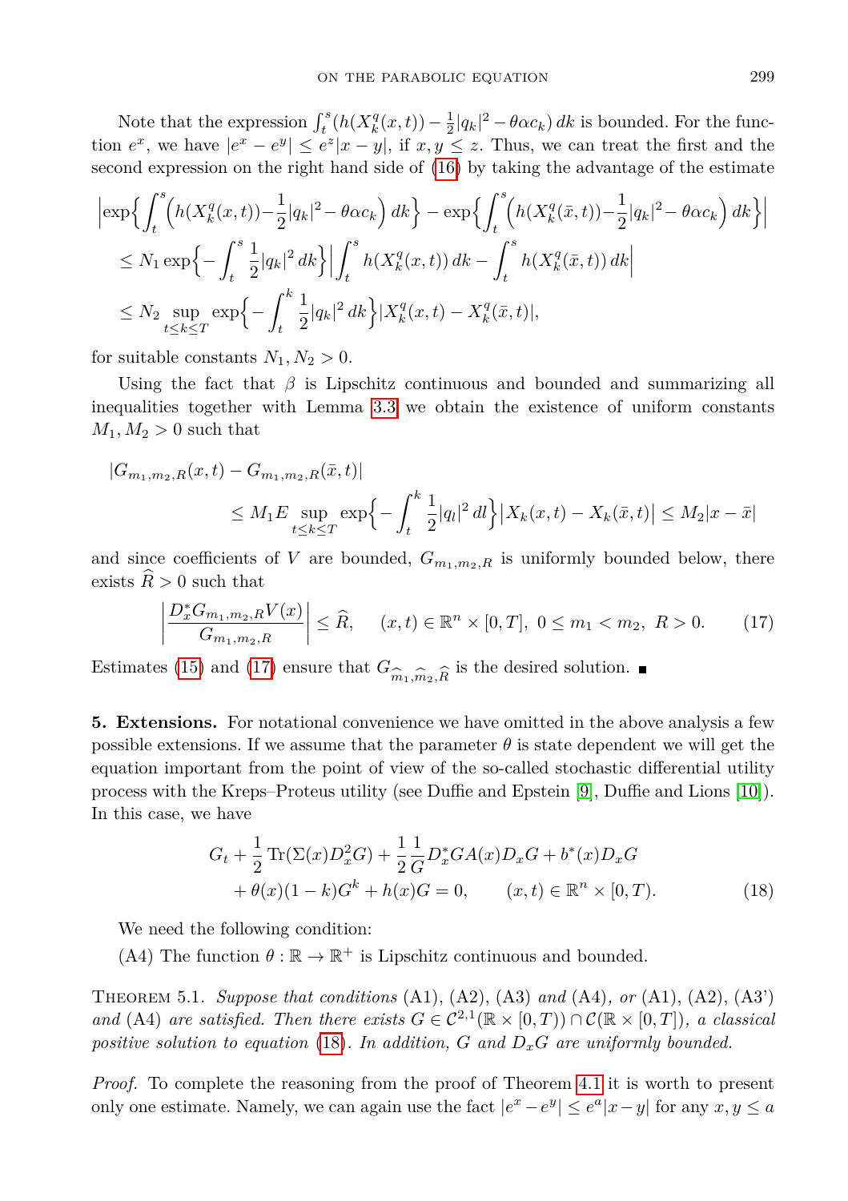Note that the expression $\int_t^s (h(X_k^q(x,t)) - \frac{1}{2}|q_k|^2 - \theta\alpha c_k)\,dk$ is bounded. For the function $e^x$, we have $|e^x - e^y| \le e^z|x-y|$, if $x, y \le z$. Thus, we can treat the first and the second expression on the right hand side of (16) by taking the advantage of the estimate

$$
\begin{aligned}
&\Big|\exp\Big\{\int_t^s\Big(h(X_k^q(x,t)) - \frac{1}{2}|q_k|^2 - \theta\alpha c_k\Big)\,dk\Big\} - \exp\Big\{\int_t^s\Big(h(X_k^q(\bar{x},t)) - \frac{1}{2}|q_k|^2 - \theta\alpha c_k\Big)\,dk\Big\}\Big| \\
&\quad\le N_1 \exp\Big\{-\int_t^s \frac{1}{2}|q_k|^2\,dk\Big\}\Big|\int_t^s h(X_k^q(x,t))\,dk - \int_t^s h(X_k^q(\bar{x},t))\,dk\Big| \\
&\quad\le N_2 \sup_{t\le k\le T} \exp\Big\{-\int_t^k \frac{1}{2}|q_k|^2\,dk\Big\}|X_k^q(x,t) - X_k^q(\bar{x},t)|,
\end{aligned}
$$

for suitable constants $N_1, N_2 > 0$.

Using the fact that $\beta$ is Lipschitz continuous and bounded and summarizing all inequalities together with Lemma 3.3 we obtain the existence of uniform constants $M_1, M_2 > 0$ such that

$$
\begin{aligned}
&|G_{m_1,m_2,R}(x,t) - G_{m_1,m_2,R}(\bar{x},t)| \\
&\qquad\le M_1 E \sup_{t\le k\le T} \exp\Big\{-\int_t^k \frac{1}{2}|q_l|^2\,dl\Big\}\big|X_k(x,t) - X_k(\bar{x},t)\big| \le M_2|x-\bar{x}|
\end{aligned}
$$

and since coefficients of $V$ are bounded, $G_{m_1,m_2,R}$ is uniformly bounded below, there exists $\widehat{R} > 0$ such that

$$
\left|\frac{D_x^* G_{m_1,m_2,R} V(x)}{G_{m_1,m_2,R}}\right| \le \widehat{R}, \qquad (x,t)\in\mathbb{R}^n\times[0,T],\ 0\le m_1<m_2,\ R>0. \tag{17}
$$

Estimates (15) and (17) ensure that $G_{\widehat{m}_1,\widehat{m}_2,\widehat{R}}$ is the desired solution. ∎

**5. Extensions.** For notational convenience we have omitted in the above analysis a few possible extensions. If we assume that the parameter $\theta$ is state dependent we will get the equation important from the point of view of the so-called stochastic differential utility process with the Kreps–Proteus utility (see Duffie and Epstein [9], Duffie and Lions [10]). In this case, we have

$$
\begin{aligned}
&G_t + \frac{1}{2}\operatorname{Tr}(\Sigma(x)D_x^2 G) + \frac{1}{2}\frac{1}{G}D_x^* G A(x) D_x G + b^*(x) D_x G \\
&\quad + \theta(x)(1-k)G^k + h(x)G = 0, \qquad (x,t)\in\mathbb{R}^n\times[0,T).
\end{aligned} \tag{18}
$$

We need the following condition:

(A4) The function $\theta:\mathbb{R}\to\mathbb{R}^+$ is Lipschitz continuous and bounded.

Theorem 5.1. *Suppose that conditions* (A1), (A2), (A3) *and* (A4)*, or* (A1), (A2), (A3') *and* (A4) *are satisfied. Then there exists* $G\in\mathcal{C}^{2,1}(\mathbb{R}\times[0,T))\cap\mathcal{C}(\mathbb{R}\times[0,T])$*, a classical positive solution to equation* (18)*. In addition,* $G$ *and* $D_xG$ *are uniformly bounded.*

*Proof.* To complete the reasoning from the proof of Theorem 4.1 it is worth to present only one estimate. Namely, we can again use the fact $|e^x - e^y| \le e^a|x-y|$ for any $x, y \le a$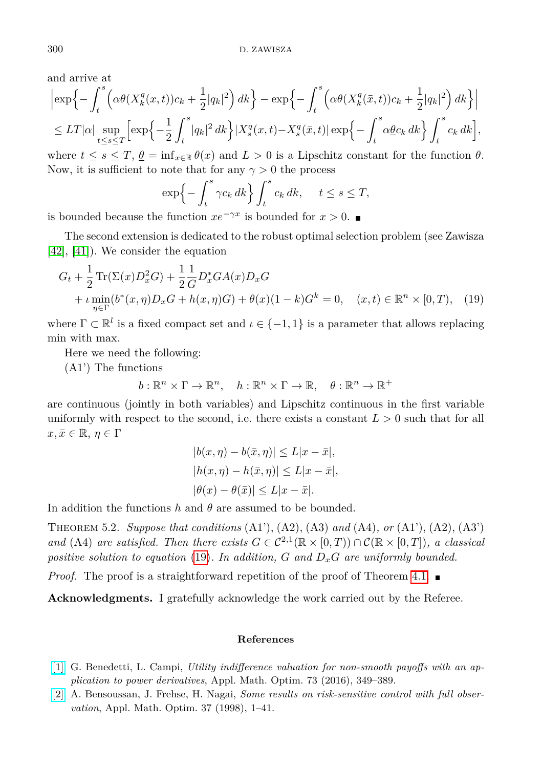and arrive at

$$\Big|\exp\Big\{-\int_t^s \Big(\alpha\theta(X_k^q(x,t))c_k + \frac{1}{2}|q_k|^2\Big)\,dk\Big\} - \exp\Big\{-\int_t^s \Big(\alpha\theta(X_k^q(\bar{x},t))c_k + \frac{1}{2}|q_k|^2\Big)\,dk\Big\}\Big|$$
$$\le LT|\alpha| \sup_{t\le s\le T}\Big[\exp\Big\{-\frac{1}{2}\int_t^s |q_k|^2\,dk\Big\}|X_s^q(x,t) - X_s^q(\bar{x},t)|\exp\Big\{-\int_t^s \alpha\underline{\theta}c_k\,dk\Big\}\int_t^s c_k\,dk\Big],$$

where $t \le s \le T$, $\underline{\theta} = \inf_{x\in\mathbb{R}}\theta(x)$ and $L > 0$ is a Lipschitz constant for the function $\theta$. Now, it is sufficient to note that for any $\gamma > 0$ the process

$$\exp\Big\{-\int_t^s \gamma c_k\,dk\Big\}\int_t^s c_k\,dk, \qquad t \le s \le T,$$

is bounded because the function $xe^{-\gamma x}$ is bounded for $x > 0$. ∎

The second extension is dedicated to the robust optimal selection problem (see Zawisza [42], [41]). We consider the equation

$$G_t + \frac{1}{2}\operatorname{Tr}(\Sigma(x)D_x^2G) + \frac{1}{2}\frac{1}{G}D_x^*GA(x)D_xG$$
$$+ \iota\min_{\eta\in\Gamma}(b^*(x,\eta)D_xG + h(x,\eta)G) + \theta(x)(1-k)G^k = 0, \quad (x,t)\in\mathbb{R}^n\times[0,T), \quad (19)$$

where $\Gamma\subset\mathbb{R}^l$ is a fixed compact set and $\iota\in\{-1,1\}$ is a parameter that allows replacing min with max.

Here we need the following:

(A1') The functions

$$b:\mathbb{R}^n\times\Gamma\to\mathbb{R}^n, \quad h:\mathbb{R}^n\times\Gamma\to\mathbb{R}, \quad \theta:\mathbb{R}^n\to\mathbb{R}^+$$

are continuous (jointly in both variables) and Lipschitz continuous in the first variable uniformly with respect to the second, i.e. there exists a constant $L > 0$ such that for all $x,\bar{x}\in\mathbb{R}$, $\eta\in\Gamma$

$$|b(x,\eta) - b(\bar{x},\eta)| \le L|x-\bar{x}|,$$
$$|h(x,\eta) - h(\bar{x},\eta)| \le L|x-\bar{x}|,$$
$$|\theta(x) - \theta(\bar{x})| \le L|x-\bar{x}|.$$

In addition the functions $h$ and $\theta$ are assumed to be bounded.

Theorem 5.2. *Suppose that conditions* (A1'), (A2), (A3) *and* (A4), *or* (A1'), (A2), (A3') *and* (A4) *are satisfied. Then there exists $G\in\mathcal{C}^{2,1}(\mathbb{R}\times[0,T))\cap\mathcal{C}(\mathbb{R}\times[0,T])$, a classical positive solution to equation* (19). *In addition, $G$ and $D_xG$ are uniformly bounded.*

*Proof.* The proof is a straightforward repetition of the proof of Theorem 4.1. ∎

**Acknowledgments.** I gratefully acknowledge the work carried out by the Referee.

## References

[1] G. Benedetti, L. Campi, *Utility indifference valuation for non-smooth payoffs with an application to power derivatives*, Appl. Math. Optim. 73 (2016), 349–389.

[2] A. Bensoussan, J. Frehse, H. Nagai, *Some results on risk-sensitive control with full observation*, Appl. Math. Optim. 37 (1998), 1–41.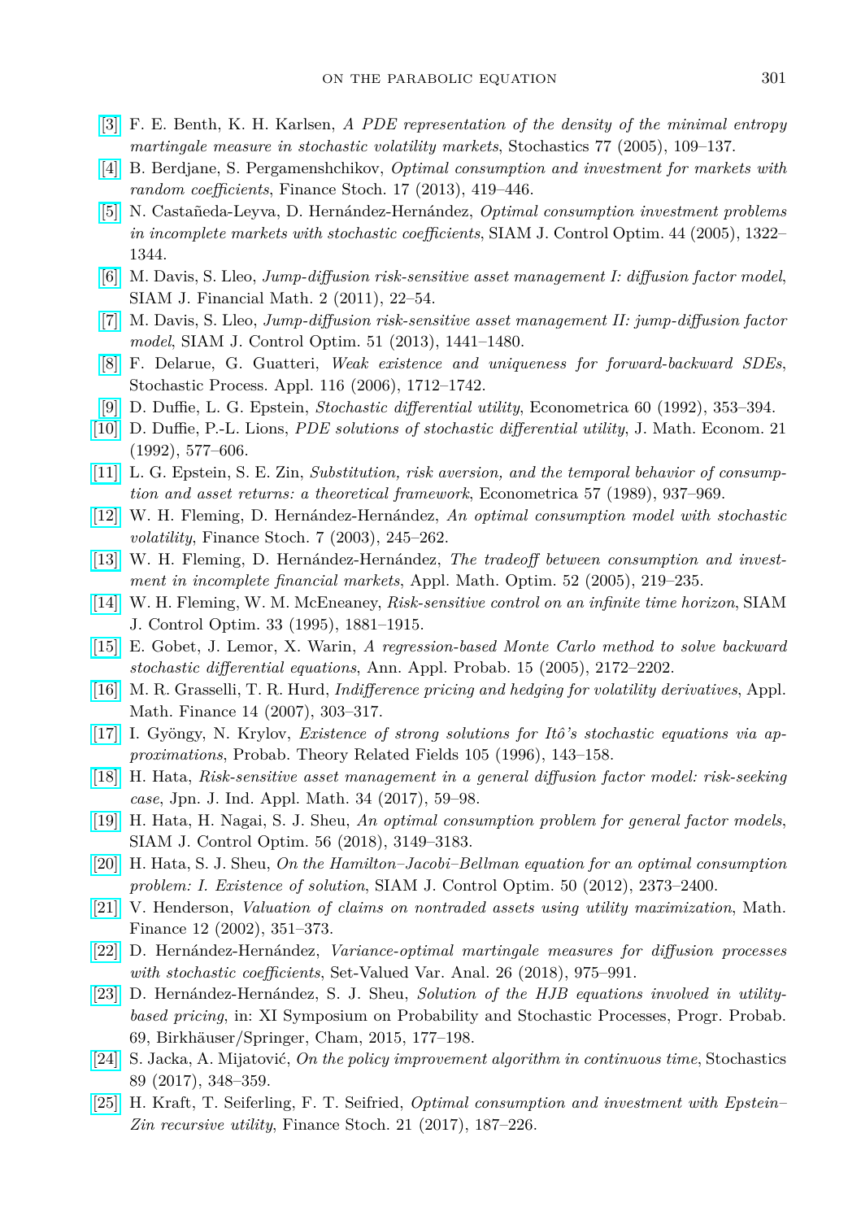[3] F. E. Benth, K. H. Karlsen, *A PDE representation of the density of the minimal entropy martingale measure in stochastic volatility markets*, Stochastics 77 (2005), 109–137.

[4] B. Berdjane, S. Pergamenshchikov, *Optimal consumption and investment for markets with random coefficients*, Finance Stoch. 17 (2013), 419–446.

[5] N. Castañeda-Leyva, D. Hernández-Hernández, *Optimal consumption investment problems in incomplete markets with stochastic coefficients*, SIAM J. Control Optim. 44 (2005), 1322–1344.

[6] M. Davis, S. Lleo, *Jump-diffusion risk-sensitive asset management I: diffusion factor model*, SIAM J. Financial Math. 2 (2011), 22–54.

[7] M. Davis, S. Lleo, *Jump-diffusion risk-sensitive asset management II: jump-diffusion factor model*, SIAM J. Control Optim. 51 (2013), 1441–1480.

[8] F. Delarue, G. Guatteri, *Weak existence and uniqueness for forward-backward SDEs*, Stochastic Process. Appl. 116 (2006), 1712–1742.

[9] D. Duffie, L. G. Epstein, *Stochastic differential utility*, Econometrica 60 (1992), 353–394.

[10] D. Duffie, P.-L. Lions, *PDE solutions of stochastic differential utility*, J. Math. Econom. 21 (1992), 577–606.

[11] L. G. Epstein, S. E. Zin, *Substitution, risk aversion, and the temporal behavior of consumption and asset returns: a theoretical framework*, Econometrica 57 (1989), 937–969.

[12] W. H. Fleming, D. Hernández-Hernández, *An optimal consumption model with stochastic volatility*, Finance Stoch. 7 (2003), 245–262.

[13] W. H. Fleming, D. Hernández-Hernández, *The tradeoff between consumption and investment in incomplete financial markets*, Appl. Math. Optim. 52 (2005), 219–235.

[14] W. H. Fleming, W. M. McEneaney, *Risk-sensitive control on an infinite time horizon*, SIAM J. Control Optim. 33 (1995), 1881–1915.

[15] E. Gobet, J. Lemor, X. Warin, *A regression-based Monte Carlo method to solve backward stochastic differential equations*, Ann. Appl. Probab. 15 (2005), 2172–2202.

[16] M. R. Grasselli, T. R. Hurd, *Indifference pricing and hedging for volatility derivatives*, Appl. Math. Finance 14 (2007), 303–317.

[17] I. Gyöngy, N. Krylov, *Existence of strong solutions for Itô's stochastic equations via approximations*, Probab. Theory Related Fields 105 (1996), 143–158.

[18] H. Hata, *Risk-sensitive asset management in a general diffusion factor model: risk-seeking case*, Jpn. J. Ind. Appl. Math. 34 (2017), 59–98.

[19] H. Hata, H. Nagai, S. J. Sheu, *An optimal consumption problem for general factor models*, SIAM J. Control Optim. 56 (2018), 3149–3183.

[20] H. Hata, S. J. Sheu, *On the Hamilton–Jacobi–Bellman equation for an optimal consumption problem: I. Existence of solution*, SIAM J. Control Optim. 50 (2012), 2373–2400.

[21] V. Henderson, *Valuation of claims on nontraded assets using utility maximization*, Math. Finance 12 (2002), 351–373.

[22] D. Hernández-Hernández, *Variance-optimal martingale measures for diffusion processes with stochastic coefficients*, Set-Valued Var. Anal. 26 (2018), 975–991.

[23] D. Hernández-Hernández, S. J. Sheu, *Solution of the HJB equations involved in utility-based pricing*, in: XI Symposium on Probability and Stochastic Processes, Progr. Probab. 69, Birkhäuser/Springer, Cham, 2015, 177–198.

[24] S. Jacka, A. Mijatović, *On the policy improvement algorithm in continuous time*, Stochastics 89 (2017), 348–359.

[25] H. Kraft, T. Seiferling, F. T. Seifried, *Optimal consumption and investment with Epstein–Zin recursive utility*, Finance Stoch. 21 (2017), 187–226.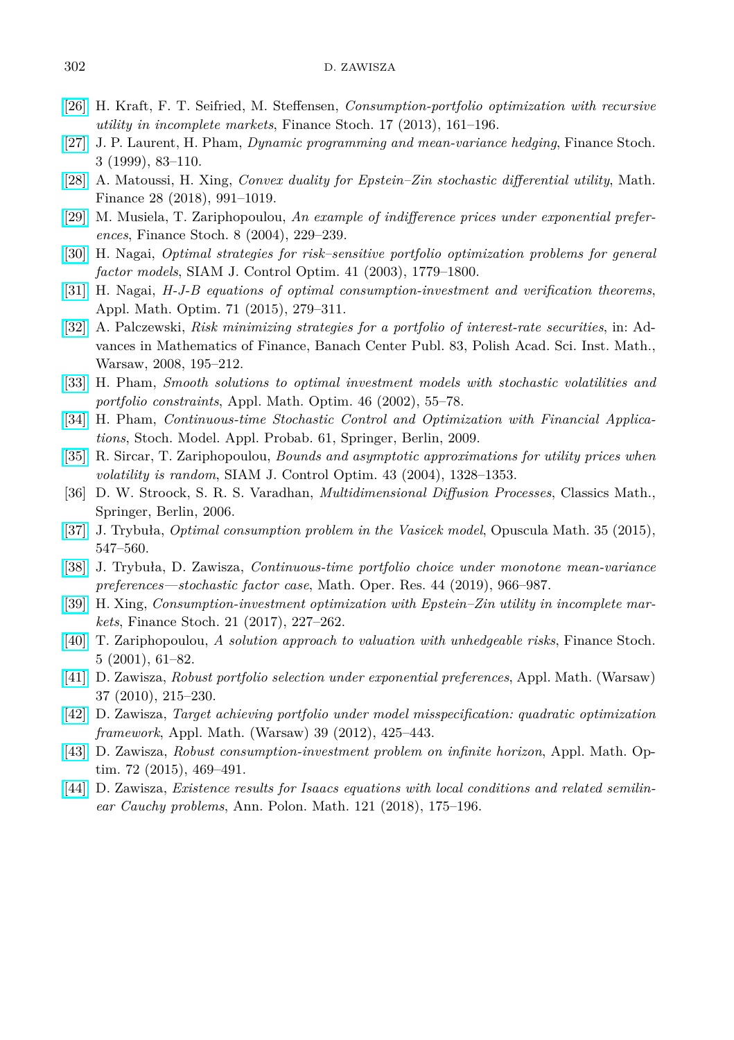[26] H. Kraft, F. T. Seifried, M. Steffensen, *Consumption-portfolio optimization with recursive utility in incomplete markets*, Finance Stoch. 17 (2013), 161–196.

[27] J. P. Laurent, H. Pham, *Dynamic programming and mean-variance hedging*, Finance Stoch. 3 (1999), 83–110.

[28] A. Matoussi, H. Xing, *Convex duality for Epstein–Zin stochastic differential utility*, Math. Finance 28 (2018), 991–1019.

[29] M. Musiela, T. Zariphopoulou, *An example of indifference prices under exponential preferences*, Finance Stoch. 8 (2004), 229–239.

[30] H. Nagai, *Optimal strategies for risk–sensitive portfolio optimization problems for general factor models*, SIAM J. Control Optim. 41 (2003), 1779–1800.

[31] H. Nagai, *H-J-B equations of optimal consumption-investment and verification theorems*, Appl. Math. Optim. 71 (2015), 279–311.

[32] A. Palczewski, *Risk minimizing strategies for a portfolio of interest-rate securities*, in: Advances in Mathematics of Finance, Banach Center Publ. 83, Polish Acad. Sci. Inst. Math., Warsaw, 2008, 195–212.

[33] H. Pham, *Smooth solutions to optimal investment models with stochastic volatilities and portfolio constraints*, Appl. Math. Optim. 46 (2002), 55–78.

[34] H. Pham, *Continuous-time Stochastic Control and Optimization with Financial Applications*, Stoch. Model. Appl. Probab. 61, Springer, Berlin, 2009.

[35] R. Sircar, T. Zariphopoulou, *Bounds and asymptotic approximations for utility prices when volatility is random*, SIAM J. Control Optim. 43 (2004), 1328–1353.

[36] D. W. Stroock, S. R. S. Varadhan, *Multidimensional Diffusion Processes*, Classics Math., Springer, Berlin, 2006.

[37] J. Trybuła, *Optimal consumption problem in the Vasicek model*, Opuscula Math. 35 (2015), 547–560.

[38] J. Trybuła, D. Zawisza, *Continuous-time portfolio choice under monotone mean-variance preferences—stochastic factor case*, Math. Oper. Res. 44 (2019), 966–987.

[39] H. Xing, *Consumption-investment optimization with Epstein–Zin utility in incomplete markets*, Finance Stoch. 21 (2017), 227–262.

[40] T. Zariphopoulou, *A solution approach to valuation with unhedgeable risks*, Finance Stoch. 5 (2001), 61–82.

[41] D. Zawisza, *Robust portfolio selection under exponential preferences*, Appl. Math. (Warsaw) 37 (2010), 215–230.

[42] D. Zawisza, *Target achieving portfolio under model misspecification: quadratic optimization framework*, Appl. Math. (Warsaw) 39 (2012), 425–443.

[43] D. Zawisza, *Robust consumption-investment problem on infinite horizon*, Appl. Math. Optim. 72 (2015), 469–491.

[44] D. Zawisza, *Existence results for Isaacs equations with local conditions and related semilinear Cauchy problems*, Ann. Polon. Math. 121 (2018), 175–196.